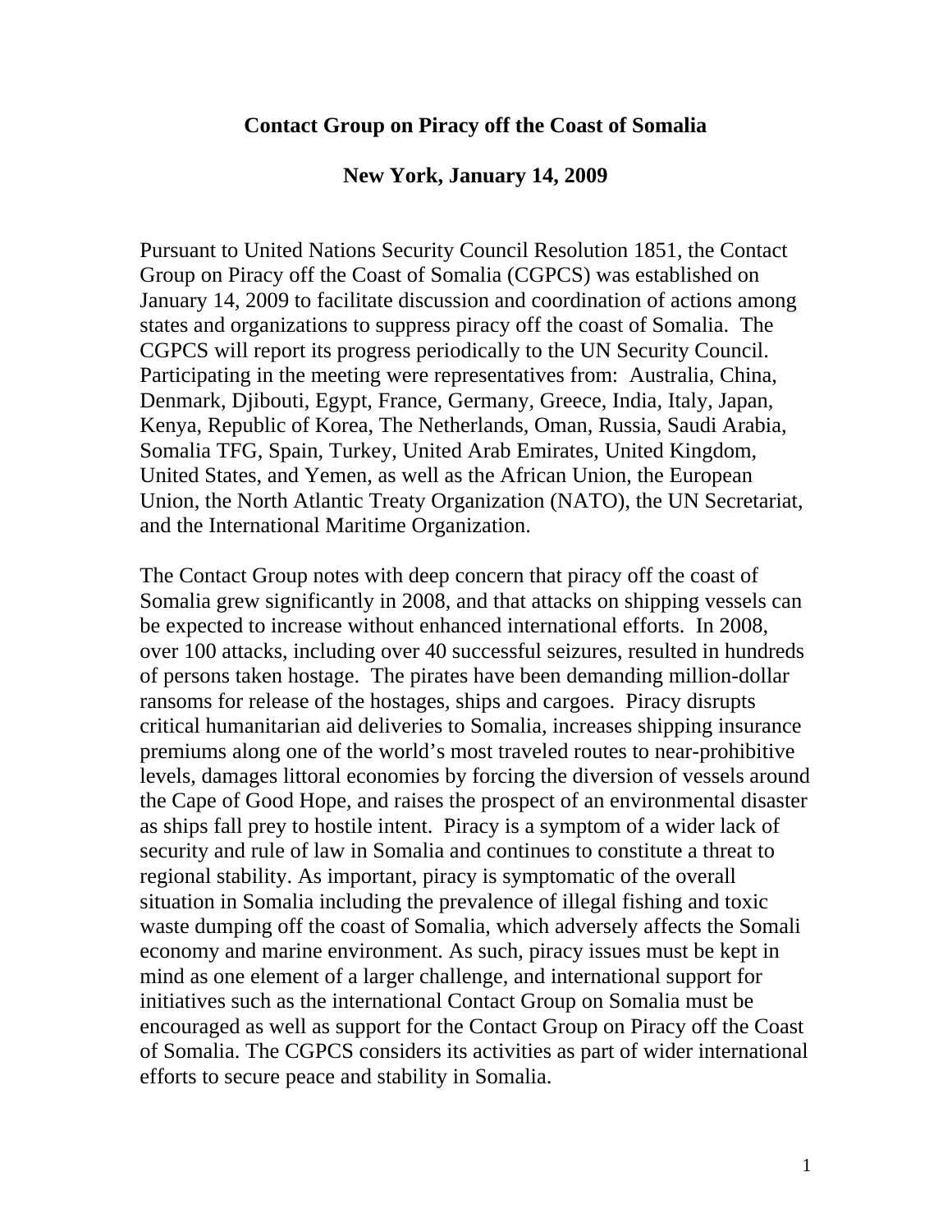# Contact Group on Piracy off the Coast of Somalia

## New York, January 14, 2009

Pursuant to United Nations Security Council Resolution 1851, the Contact Group on Piracy off the Coast of Somalia (CGPCS) was established on January 14, 2009 to facilitate discussion and coordination of actions among states and organizations to suppress piracy off the coast of Somalia. The CGPCS will report its progress periodically to the UN Security Council. Participating in the meeting were representatives from: Australia, China, Denmark, Djibouti, Egypt, France, Germany, Greece, India, Italy, Japan, Kenya, Republic of Korea, The Netherlands, Oman, Russia, Saudi Arabia, Somalia TFG, Spain, Turkey, United Arab Emirates, United Kingdom, United States, and Yemen, as well as the African Union, the European Union, the North Atlantic Treaty Organization (NATO), the UN Secretariat, and the International Maritime Organization.

The Contact Group notes with deep concern that piracy off the coast of Somalia grew significantly in 2008, and that attacks on shipping vessels can be expected to increase without enhanced international efforts. In 2008, over 100 attacks, including over 40 successful seizures, resulted in hundreds of persons taken hostage. The pirates have been demanding million-dollar ransoms for release of the hostages, ships and cargoes. Piracy disrupts critical humanitarian aid deliveries to Somalia, increases shipping insurance premiums along one of the world's most traveled routes to near-prohibitive levels, damages littoral economies by forcing the diversion of vessels around the Cape of Good Hope, and raises the prospect of an environmental disaster as ships fall prey to hostile intent. Piracy is a symptom of a wider lack of security and rule of law in Somalia and continues to constitute a threat to regional stability. As important, piracy is symptomatic of the overall situation in Somalia including the prevalence of illegal fishing and toxic waste dumping off the coast of Somalia, which adversely affects the Somali economy and marine environment. As such, piracy issues must be kept in mind as one element of a larger challenge, and international support for initiatives such as the international Contact Group on Somalia must be encouraged as well as support for the Contact Group on Piracy off the Coast of Somalia. The CGPCS considers its activities as part of wider international efforts to secure peace and stability in Somalia.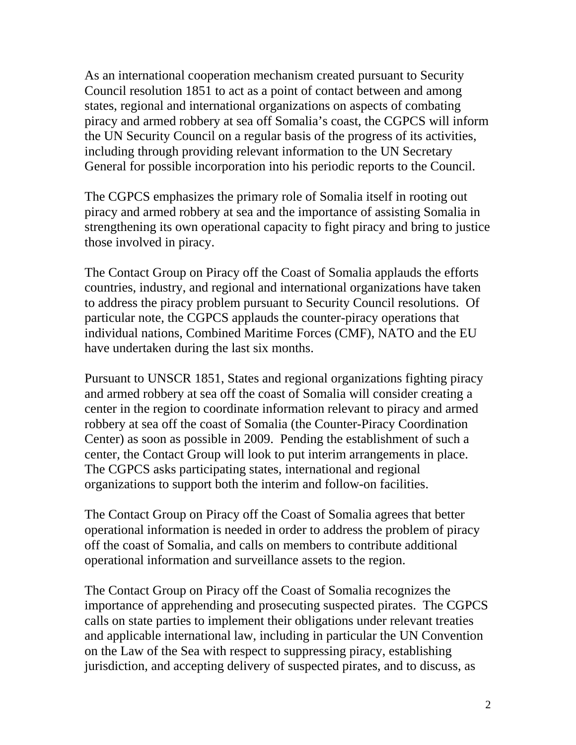As an international cooperation mechanism created pursuant to Security Council resolution 1851 to act as a point of contact between and among states, regional and international organizations on aspects of combating piracy and armed robbery at sea off Somalia's coast, the CGPCS will inform the UN Security Council on a regular basis of the progress of its activities, including through providing relevant information to the UN Secretary General for possible incorporation into his periodic reports to the Council.

The CGPCS emphasizes the primary role of Somalia itself in rooting out piracy and armed robbery at sea and the importance of assisting Somalia in strengthening its own operational capacity to fight piracy and bring to justice those involved in piracy.

The Contact Group on Piracy off the Coast of Somalia applauds the efforts countries, industry, and regional and international organizations have taken to address the piracy problem pursuant to Security Council resolutions. Of particular note, the CGPCS applauds the counter-piracy operations that individual nations, Combined Maritime Forces (CMF), NATO and the EU have undertaken during the last six months.

Pursuant to UNSCR 1851, States and regional organizations fighting piracy and armed robbery at sea off the coast of Somalia will consider creating a center in the region to coordinate information relevant to piracy and armed robbery at sea off the coast of Somalia (the Counter-Piracy Coordination Center) as soon as possible in 2009. Pending the establishment of such a center, the Contact Group will look to put interim arrangements in place. The CGPCS asks participating states, international and regional organizations to support both the interim and follow-on facilities.

The Contact Group on Piracy off the Coast of Somalia agrees that better operational information is needed in order to address the problem of piracy off the coast of Somalia, and calls on members to contribute additional operational information and surveillance assets to the region.

The Contact Group on Piracy off the Coast of Somalia recognizes the importance of apprehending and prosecuting suspected pirates. The CGPCS calls on state parties to implement their obligations under relevant treaties and applicable international law, including in particular the UN Convention on the Law of the Sea with respect to suppressing piracy, establishing jurisdiction, and accepting delivery of suspected pirates, and to discuss, as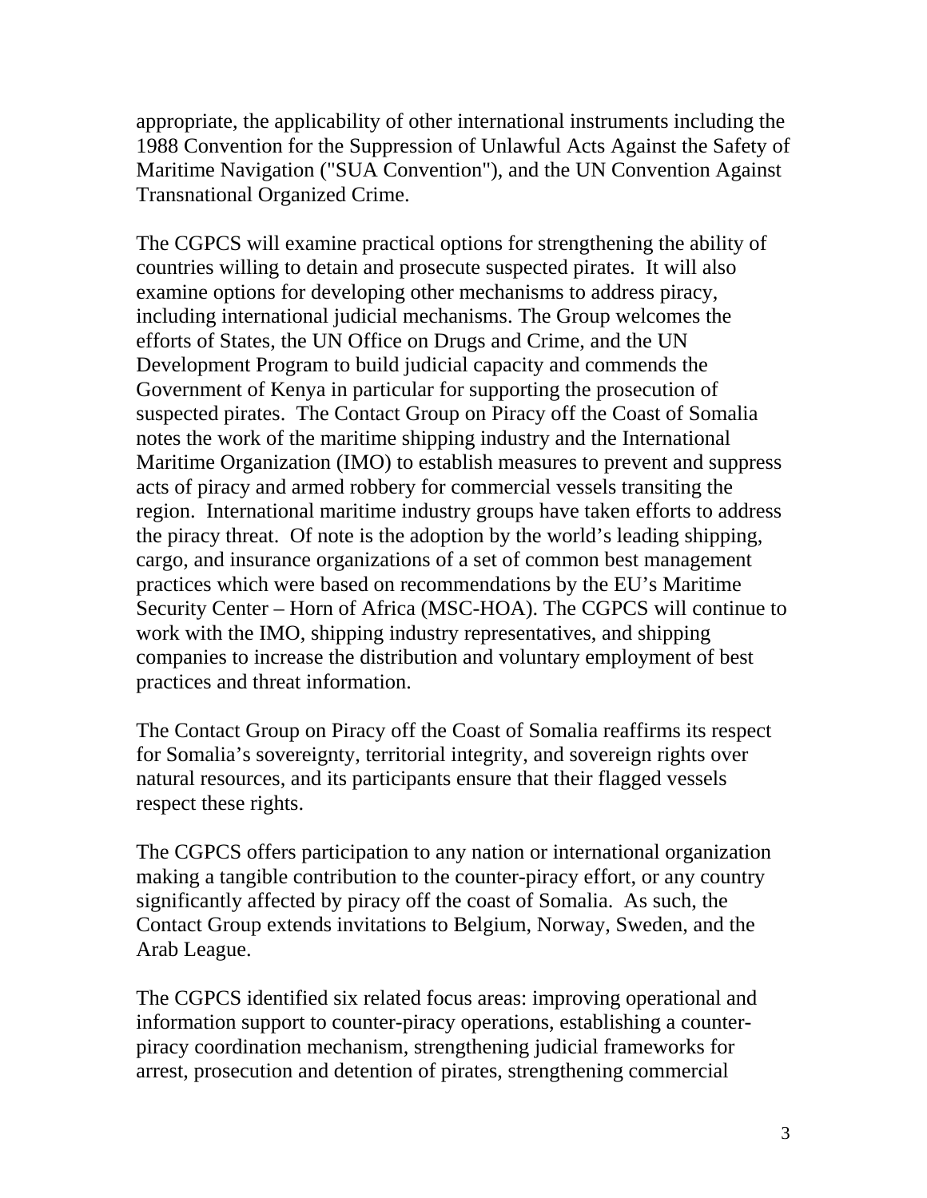appropriate, the applicability of other international instruments including the 1988 Convention for the Suppression of Unlawful Acts Against the Safety of Maritime Navigation ("SUA Convention"), and the UN Convention Against Transnational Organized Crime.

The CGPCS will examine practical options for strengthening the ability of countries willing to detain and prosecute suspected pirates. It will also examine options for developing other mechanisms to address piracy, including international judicial mechanisms. The Group welcomes the efforts of States, the UN Office on Drugs and Crime, and the UN Development Program to build judicial capacity and commends the Government of Kenya in particular for supporting the prosecution of suspected pirates. The Contact Group on Piracy off the Coast of Somalia notes the work of the maritime shipping industry and the International Maritime Organization (IMO) to establish measures to prevent and suppress acts of piracy and armed robbery for commercial vessels transiting the region. International maritime industry groups have taken efforts to address the piracy threat. Of note is the adoption by the world's leading shipping, cargo, and insurance organizations of a set of common best management practices which were based on recommendations by the EU's Maritime Security Center – Horn of Africa (MSC-HOA). The CGPCS will continue to work with the IMO, shipping industry representatives, and shipping companies to increase the distribution and voluntary employment of best practices and threat information.

The Contact Group on Piracy off the Coast of Somalia reaffirms its respect for Somalia's sovereignty, territorial integrity, and sovereign rights over natural resources, and its participants ensure that their flagged vessels respect these rights.

The CGPCS offers participation to any nation or international organization making a tangible contribution to the counter-piracy effort, or any country significantly affected by piracy off the coast of Somalia. As such, the Contact Group extends invitations to Belgium, Norway, Sweden, and the Arab League.

The CGPCS identified six related focus areas: improving operational and information support to counter-piracy operations, establishing a counter-piracy coordination mechanism, strengthening judicial frameworks for arrest, prosecution and detention of pirates, strengthening commercial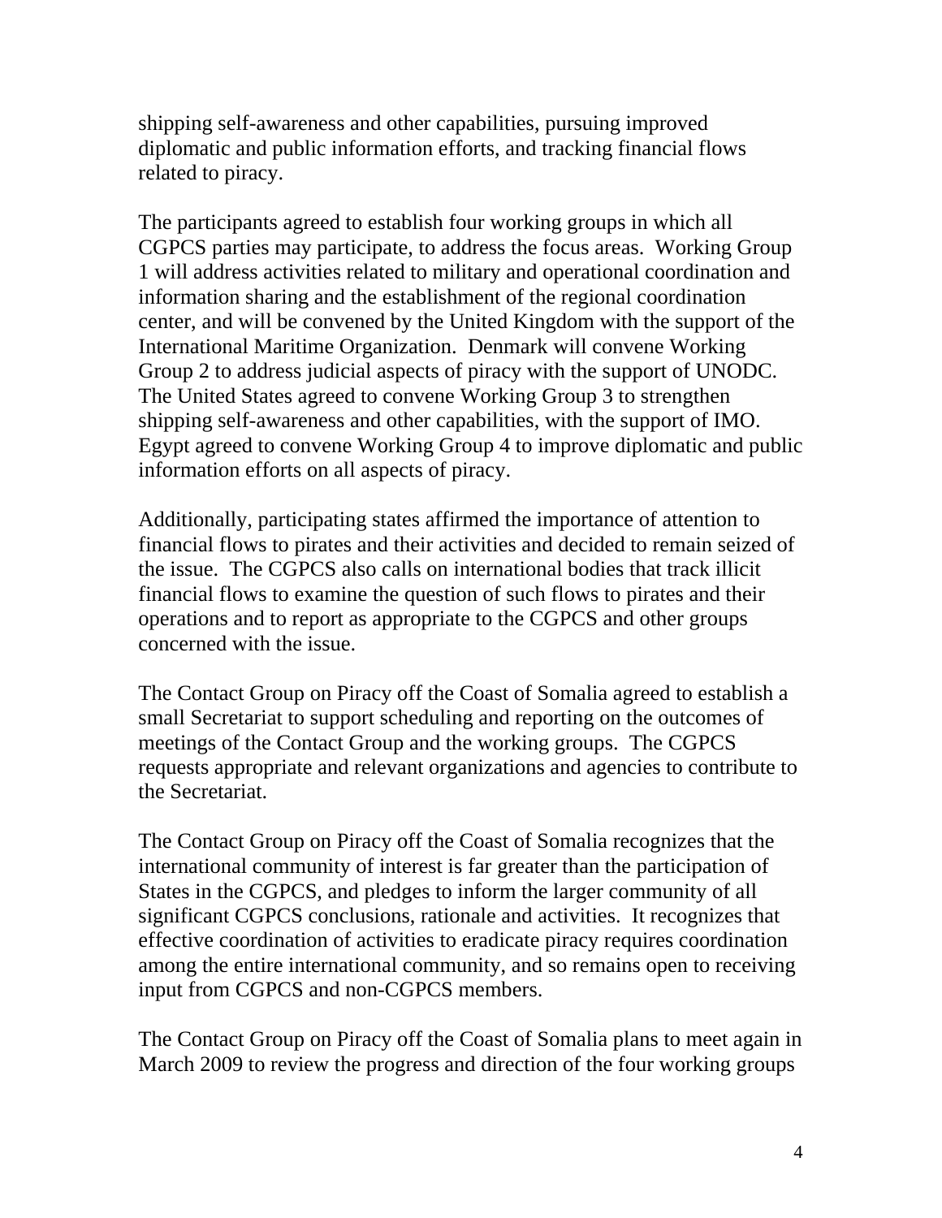shipping self-awareness and other capabilities, pursuing improved diplomatic and public information efforts, and tracking financial flows related to piracy.

The participants agreed to establish four working groups in which all CGPCS parties may participate, to address the focus areas. Working Group 1 will address activities related to military and operational coordination and information sharing and the establishment of the regional coordination center, and will be convened by the United Kingdom with the support of the International Maritime Organization. Denmark will convene Working Group 2 to address judicial aspects of piracy with the support of UNODC. The United States agreed to convene Working Group 3 to strengthen shipping self-awareness and other capabilities, with the support of IMO. Egypt agreed to convene Working Group 4 to improve diplomatic and public information efforts on all aspects of piracy.

Additionally, participating states affirmed the importance of attention to financial flows to pirates and their activities and decided to remain seized of the issue. The CGPCS also calls on international bodies that track illicit financial flows to examine the question of such flows to pirates and their operations and to report as appropriate to the CGPCS and other groups concerned with the issue.

The Contact Group on Piracy off the Coast of Somalia agreed to establish a small Secretariat to support scheduling and reporting on the outcomes of meetings of the Contact Group and the working groups. The CGPCS requests appropriate and relevant organizations and agencies to contribute to the Secretariat.

The Contact Group on Piracy off the Coast of Somalia recognizes that the international community of interest is far greater than the participation of States in the CGPCS, and pledges to inform the larger community of all significant CGPCS conclusions, rationale and activities. It recognizes that effective coordination of activities to eradicate piracy requires coordination among the entire international community, and so remains open to receiving input from CGPCS and non-CGPCS members.

The Contact Group on Piracy off the Coast of Somalia plans to meet again in March 2009 to review the progress and direction of the four working groups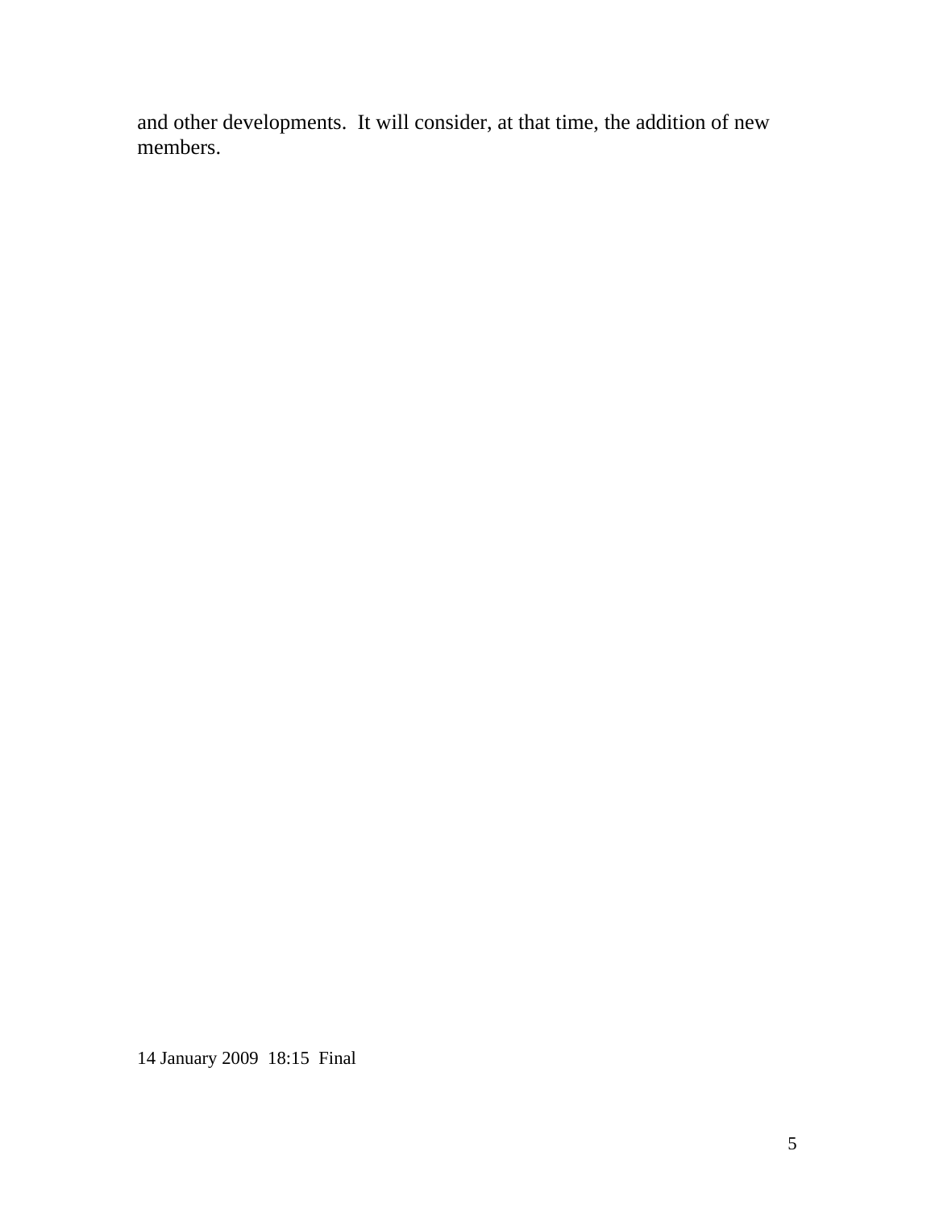and other developments. It will consider, at that time, the addition of new members.

14 January 2009 18:15 Final